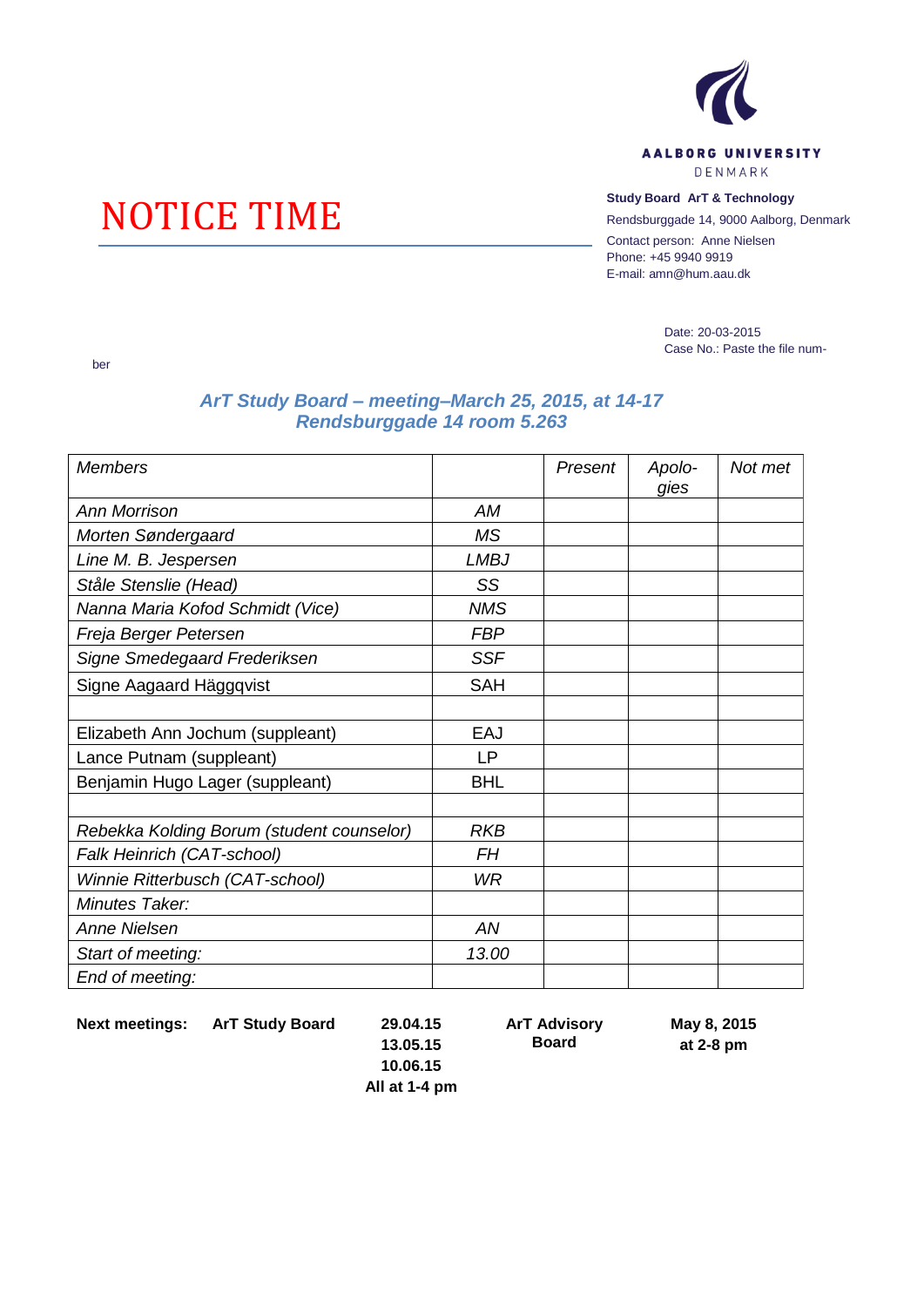AALBORG UNIVERSITY
DENMARK

# NOTICE TIME

**Study Board ArT & Technology**
Rendsburggade 14, 9000 Aalborg, Denmark
Contact person: Anne Nielsen
Phone: +45 9940 9919
E-mail: amn@hum.aau.dk

Date: 20-03-2015
Case No.: Paste the file num-

ber

## *ArT Study Board – meeting–March 25, 2015, at 14-17*
## *Rendsburggade 14 room 5.263*

| *Members* | | *Present* | *Apolo-gies* | *Not met* |
|---|---|---|---|---|
| *Ann Morrison* | *AM* | | | |
| *Morten Søndergaard* | *MS* | | | |
| *Line M. B. Jespersen* | *LMBJ* | | | |
| *Ståle Stenslie (Head)* | *SS* | | | |
| *Nanna Maria Kofod Schmidt (Vice)* | *NMS* | | | |
| *Freja Berger Petersen* | *FBP* | | | |
| *Signe Smedegaard Frederiksen* | *SSF* | | | |
| Signe Aagaard Häggqvist | SAH | | | |
| | | | | |
| Elizabeth Ann Jochum (suppleant) | EAJ | | | |
| Lance Putnam (suppleant) | LP | | | |
| Benjamin Hugo Lager (suppleant) | BHL | | | |
| | | | | |
| *Rebekka Kolding Borum (student counselor)* | *RKB* | | | |
| *Falk Heinrich (CAT-school)* | *FH* | | | |
| *Winnie Ritterbusch (CAT-school)* | *WR* | | | |
| *Minutes Taker:* | | | | |
| *Anne Nielsen* | *AN* | | | |
| *Start of meeting:* | *13.00* | | | |
| *End of meeting:* | | | | |

**Next meetings:** **ArT Study Board** **29.04.15, 13.05.15, 10.06.15 — All at 1-4 pm**

**ArT Advisory Board** **May 8, 2015 at 2-8 pm**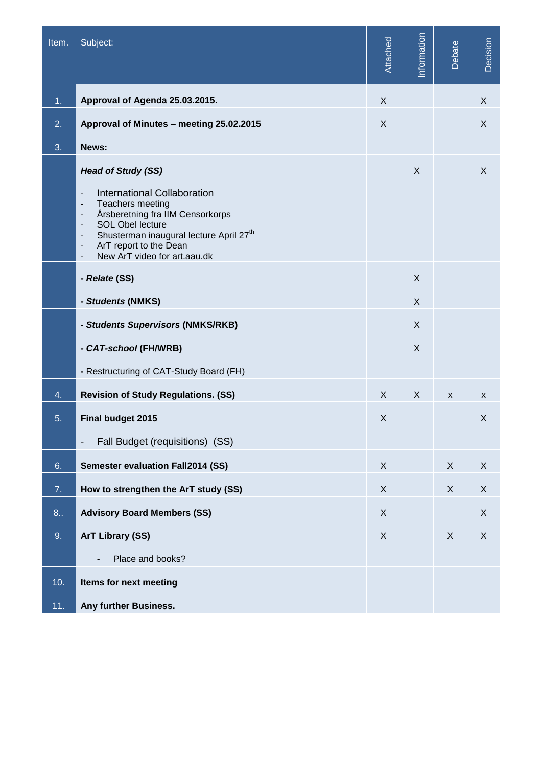| Item. | Subject: | Attached | Information | Debate | Decision |
|---|---|---|---|---|---|
| 1. | **Approval of Agenda 25.03.2015.** | X | | | X |
| 2. | **Approval of Minutes – meeting 25.02.2015** | X | | | X |
| 3. | **News:** | | | | |
| | ***Head of Study (SS)*** <br> - International Collaboration <br> - Teachers meeting <br> - Årsberetning fra IIM Censorkorps <br> - SOL Obel lecture <br> - Shusterman inaugural lecture April 27th <br> - ArT report to the Dean <br> - New ArT video for art.aau.dk | | X | | X |
| | **- *Relate* (SS)** | | X | | |
| | **- *Students* (NMKS)** | | X | | |
| | **- *Students Supervisors* (NMKS/RKB)** | | X | | |
| | **- *CAT-school* (FH/WRB)** <br> **-** Restructuring of CAT-Study Board (FH) | | X | | |
| 4. | **Revision of Study Regulations. (SS)** | X | X | x | x |
| 5. | **Final budget 2015** <br> - Fall Budget (requisitions) (SS) | X | | | X |
| 6. | **Semester evaluation Fall2014 (SS)** | X | | X | X |
| 7. | **How to strengthen the ArT study (SS)** | X | | X | X |
| 8.. | **Advisory Board Members (SS)** | X | | | X |
| 9. | **ArT Library (SS)** <br> - Place and books? | X | | X | X |
| 10. | **Items for next meeting** | | | | |
| 11. | **Any further Business.** | | | | |